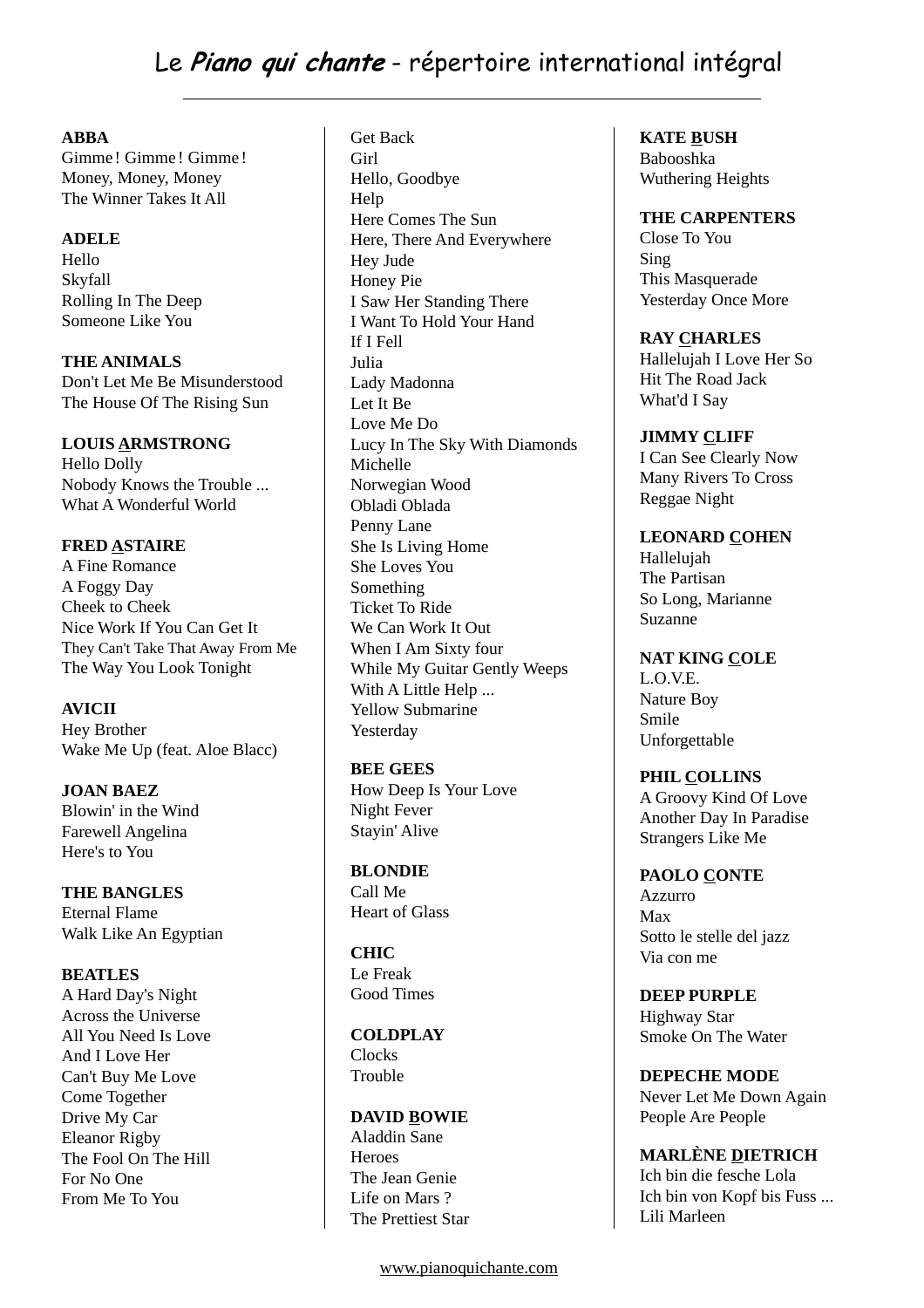# Le *Piano qui chante* - répertoire international intégral

**ABBA**
Gimme ! Gimme ! Gimme !
Money, Money, Money
The Winner Takes It All

**ADELE**
Hello
Skyfall
Rolling In The Deep
Someone Like You

**THE ANIMALS**
Don't Let Me Be Misunderstood
The House Of The Rising Sun

**LOUIS ARMSTRONG**
Hello Dolly
Nobody Knows the Trouble ...
What A Wonderful World

**FRED ASTAIRE**
A Fine Romance
A Foggy Day
Cheek to Cheek
Nice Work If You Can Get It
They Can't Take That Away From Me
The Way You Look Tonight

**AVICII**
Hey Brother
Wake Me Up (feat. Aloe Blacc)

**JOAN BAEZ**
Blowin' in the Wind
Farewell Angelina
Here's to You

**THE BANGLES**
Eternal Flame
Walk Like An Egyptian

**BEATLES**
A Hard Day's Night
Across the Universe
All You Need Is Love
And I Love Her
Can't Buy Me Love
Come Together
Drive My Car
Eleanor Rigby
The Fool On The Hill
For No One
From Me To You
Get Back
Girl
Hello, Goodbye
Help
Here Comes The Sun
Here, There And Everywhere
Hey Jude
Honey Pie
I Saw Her Standing There
I Want To Hold Your Hand
If I Fell
Julia
Lady Madonna
Let It Be
Love Me Do
Lucy In The Sky With Diamonds
Michelle
Norwegian Wood
Obladi Oblada
Penny Lane
She Is Living Home
She Loves You
Something
Ticket To Ride
We Can Work It Out
When I Am Sixty four
While My Guitar Gently Weeps
With A Little Help ...
Yellow Submarine
Yesterday

**BEE GEES**
How Deep Is Your Love
Night Fever
Stayin' Alive

**BLONDIE**
Call Me
Heart of Glass

**CHIC**
Le Freak
Good Times

**COLDPLAY**
Clocks
Trouble

**DAVID BOWIE**
Aladdin Sane
Heroes
The Jean Genie
Life on Mars ?
The Prettiest Star

**KATE BUSH**
Babooshka
Wuthering Heights

**THE CARPENTERS**
Close To You
Sing
This Masquerade
Yesterday Once More

**RAY CHARLES**
Hallelujah I Love Her So
Hit The Road Jack
What'd I Say

**JIMMY CLIFF**
I Can See Clearly Now
Many Rivers To Cross
Reggae Night

**LEONARD COHEN**
Hallelujah
The Partisan
So Long, Marianne
Suzanne

**NAT KING COLE**
L.O.V.E.
Nature Boy
Smile
Unforgettable

**PHIL COLLINS**
A Groovy Kind Of Love
Another Day In Paradise
Strangers Like Me

**PAOLO CONTE**
Azzurro
Max
Sotto le stelle del jazz
Via con me

**DEEP PURPLE**
Highway Star
Smoke On The Water

**DEPECHE MODE**
Never Let Me Down Again
People Are People

**MARLÈNE DIETRICH**
Ich bin die fesche Lola
Ich bin von Kopf bis Fuss ...
Lili Marleen

www.pianoquichante.com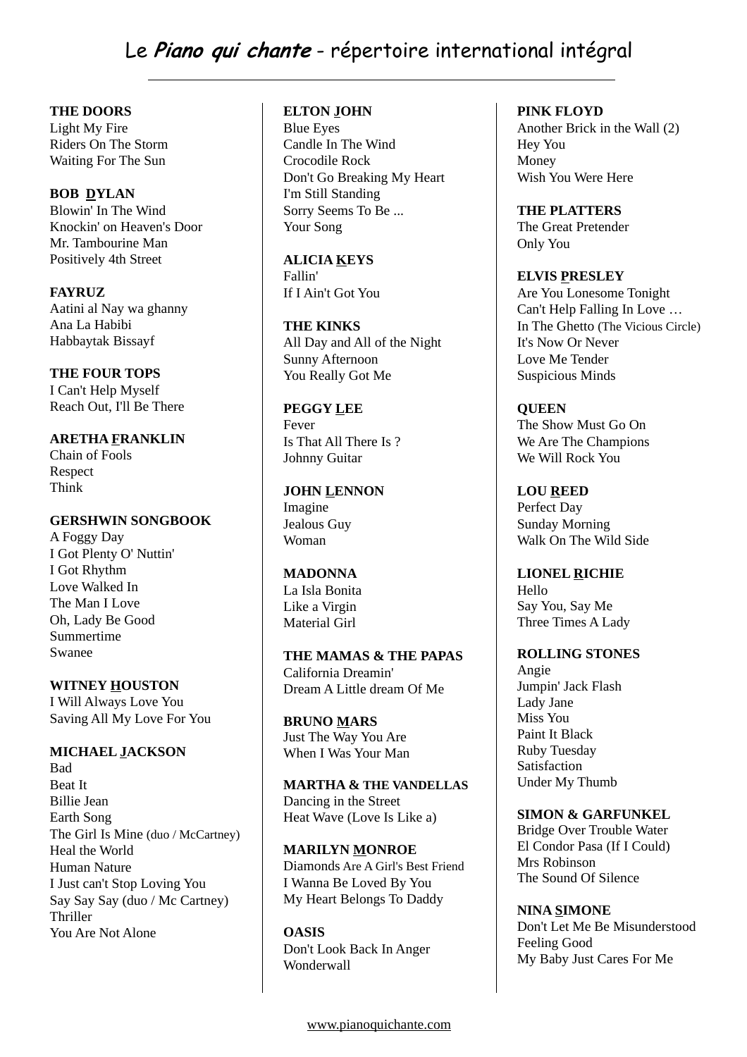# Le *Piano qui chante* - répertoire international intégral

**THE DOORS**
Light My Fire
Riders On The Storm
Waiting For The Sun

**BOB DYLAN**
Blowin' In The Wind
Knockin' on Heaven's Door
Mr. Tambourine Man
Positively 4th Street

**FAYRUZ**
Aatini al Nay wa ghanny
Ana La Habibi
Habbaytak Bissayf

**THE FOUR TOPS**
I Can't Help Myself
Reach Out, I'll Be There

**ARETHA FRANKLIN**
Chain of Fools
Respect
Think

**GERSHWIN SONGBOOK**
A Foggy Day
I Got Plenty O' Nuttin'
I Got Rhythm
Love Walked In
The Man I Love
Oh, Lady Be Good
Summertime
Swanee

**WITNEY HOUSTON**
I Will Always Love You
Saving All My Love For You

**MICHAEL JACKSON**
Bad
Beat It
Billie Jean
Earth Song
The Girl Is Mine (duo / McCartney)
Heal the World
Human Nature
I Just can't Stop Loving You
Say Say Say (duo / Mc Cartney)
Thriller
You Are Not Alone

**ELTON JOHN**
Blue Eyes
Candle In The Wind
Crocodile Rock
Don't Go Breaking My Heart
I'm Still Standing
Sorry Seems To Be ...
Your Song

**ALICIA KEYS**
Fallin'
If I Ain't Got You

**THE KINKS**
All Day and All of the Night
Sunny Afternoon
You Really Got Me

**PEGGY LEE**
Fever
Is That All There Is ?
Johnny Guitar

**JOHN LENNON**
Imagine
Jealous Guy
Woman

**MADONNA**
La Isla Bonita
Like a Virgin
Material Girl

**THE MAMAS & THE PAPAS**
California Dreamin'
Dream A Little dream Of Me

**BRUNO MARS**
Just The Way You Are
When I Was Your Man

**MARTHA & THE VANDELLAS**
Dancing in the Street
Heat Wave (Love Is Like a)

**MARILYN MONROE**
Diamonds Are A Girl's Best Friend
I Wanna Be Loved By You
My Heart Belongs To Daddy

**OASIS**
Don't Look Back In Anger
Wonderwall

**PINK FLOYD**
Another Brick in the Wall (2)
Hey You
Money
Wish You Were Here

**THE PLATTERS**
The Great Pretender
Only You

**ELVIS PRESLEY**
Are You Lonesome Tonight
Can't Help Falling In Love …
In The Ghetto (The Vicious Circle)
It's Now Or Never
Love Me Tender
Suspicious Minds

**QUEEN**
The Show Must Go On
We Are The Champions
We Will Rock You

**LOU REED**
Perfect Day
Sunday Morning
Walk On The Wild Side

**LIONEL RICHIE**
Hello
Say You, Say Me
Three Times A Lady

**ROLLING STONES**
Angie
Jumpin' Jack Flash
Lady Jane
Miss You
Paint It Black
Ruby Tuesday
Satisfaction
Under My Thumb

**SIMON & GARFUNKEL**
Bridge Over Trouble Water
El Condor Pasa (If I Could)
Mrs Robinson
The Sound Of Silence

**NINA SIMONE**
Don't Let Me Be Misunderstood
Feeling Good
My Baby Just Cares For Me

www.pianoquichante.com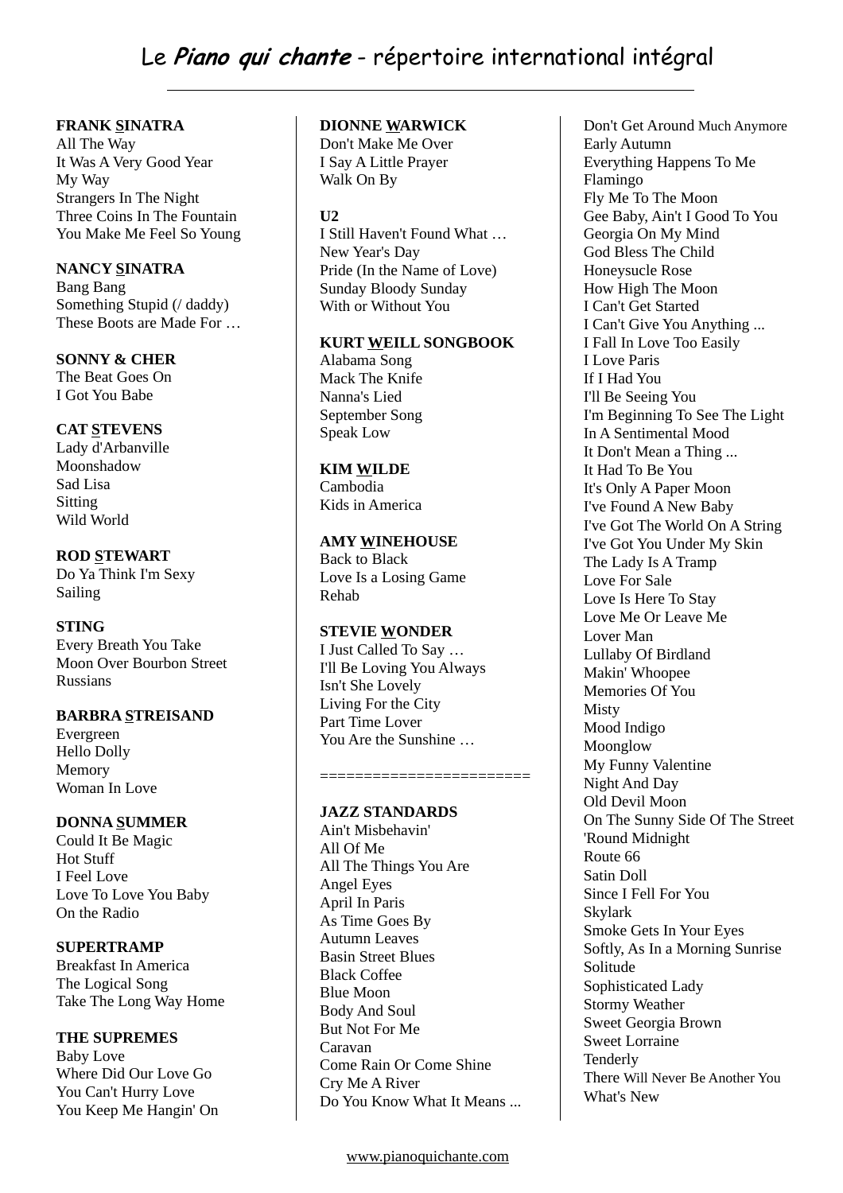# Le ***Piano qui chante*** - répertoire international intégral

**FRANK SINATRA**
All The Way
It Was A Very Good Year
My Way
Strangers In The Night
Three Coins In The Fountain
You Make Me Feel So Young

**NANCY SINATRA**
Bang Bang
Something Stupid (/ daddy)
These Boots are Made For …

**SONNY & CHER**
The Beat Goes On
I Got You Babe

**CAT STEVENS**
Lady d'Arbanville
Moonshadow
Sad Lisa
Sitting
Wild World

**ROD STEWART**
Do Ya Think I'm Sexy
Sailing

**STING**
Every Breath You Take
Moon Over Bourbon Street
Russians

**BARBRA STREISAND**
Evergreen
Hello Dolly
Memory
Woman In Love

**DONNA SUMMER**
Could It Be Magic
Hot Stuff
I Feel Love
Love To Love You Baby
On the Radio

**SUPERTRAMP**
Breakfast In America
The Logical Song
Take The Long Way Home

**THE SUPREMES**
Baby Love
Where Did Our Love Go
You Can't Hurry Love
You Keep Me Hangin' On

**DIONNE WARWICK**
Don't Make Me Over
I Say A Little Prayer
Walk On By

**U2**
I Still Haven't Found What …
New Year's Day
Pride (In the Name of Love)
Sunday Bloody Sunday
With or Without You

**KURT WEILL SONGBOOK**
Alabama Song
Mack The Knife
Nanna's Lied
September Song
Speak Low

**KIM WILDE**
Cambodia
Kids in America

**AMY WINEHOUSE**
Back to Black
Love Is a Losing Game
Rehab

**STEVIE WONDER**
I Just Called To Say …
I'll Be Loving You Always
Isn't She Lovely
Living For the City
Part Time Lover
You Are the Sunshine …

=======================

**JAZZ STANDARDS**
Ain't Misbehavin'
All Of Me
All The Things You Are
Angel Eyes
April In Paris
As Time Goes By
Autumn Leaves
Basin Street Blues
Black Coffee
Blue Moon
Body And Soul
But Not For Me
Caravan
Come Rain Or Come Shine
Cry Me A River
Do You Know What It Means ...
Don't Get Around Much Anymore
Early Autumn
Everything Happens To Me
Flamingo
Fly Me To The Moon
Gee Baby, Ain't I Good To You
Georgia On My Mind
God Bless The Child
Honeysucle Rose
How High The Moon
I Can't Get Started
I Can't Give You Anything ...
I Fall In Love Too Easily
I Love Paris
If I Had You
I'll Be Seeing You
I'm Beginning To See The Light
In A Sentimental Mood
It Don't Mean a Thing ...
It Had To Be You
It's Only A Paper Moon
I've Found A New Baby
I've Got The World On A String
I've Got You Under My Skin
The Lady Is A Tramp
Love For Sale
Love Is Here To Stay
Love Me Or Leave Me
Lover Man
Lullaby Of Birdland
Makin' Whoopee
Memories Of You
Misty
Mood Indigo
Moonglow
My Funny Valentine
Night And Day
Old Devil Moon
On The Sunny Side Of The Street
'Round Midnight
Route 66
Satin Doll
Since I Fell For You
Skylark
Smoke Gets In Your Eyes
Softly, As In a Morning Sunrise
Solitude
Sophisticated Lady
Stormy Weather
Sweet Georgia Brown
Sweet Lorraine
Tenderly
There Will Never Be Another You
What's New

www.pianoquichante.com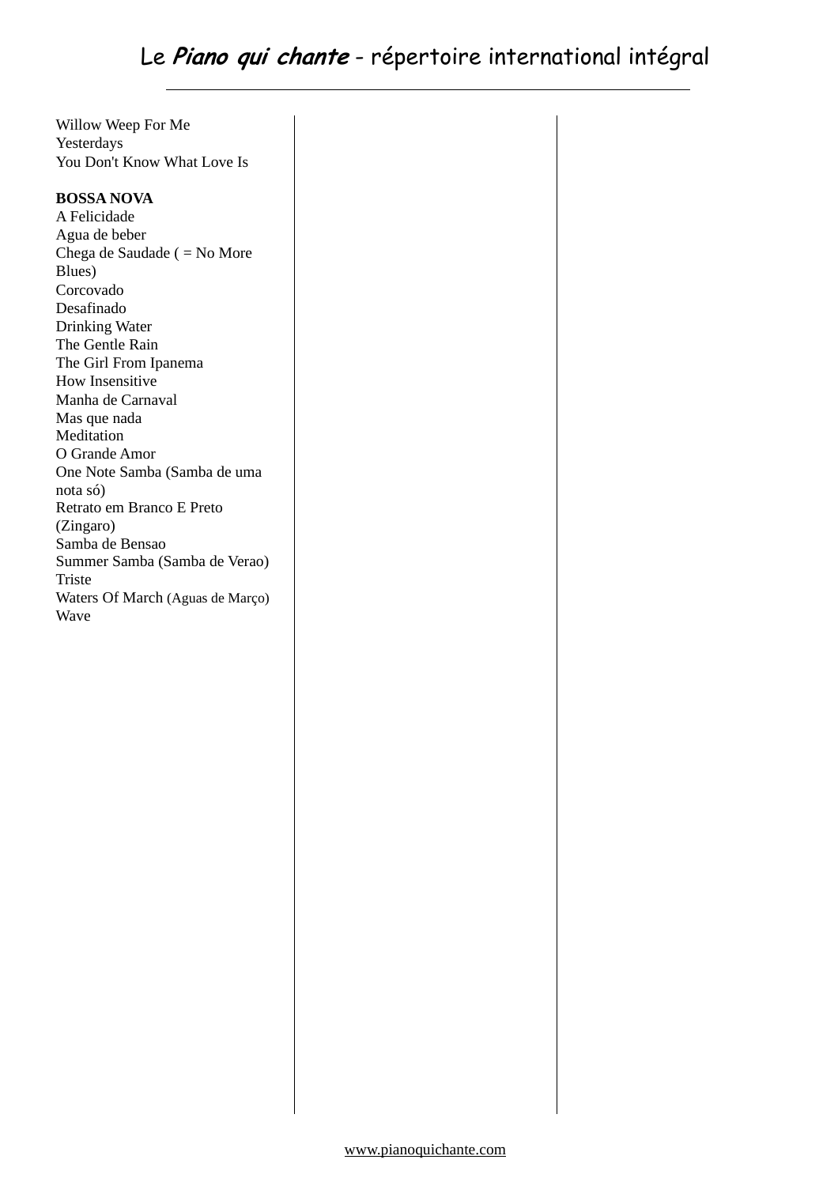Willow Weep For Me
Yesterdays
You Don't Know What Love Is

**BOSSA NOVA**
A Felicidade
Agua de beber
Chega de Saudade ( = No More Blues)
Corcovado
Desafinado
Drinking Water
The Gentle Rain
The Girl From Ipanema
How Insensitive
Manha de Carnaval
Mas que nada
Meditation
O Grande Amor
One Note Samba (Samba de uma nota só)
Retrato em Branco E Preto (Zingaro)
Samba de Bensao
Summer Samba (Samba de Verao)
Triste
Waters Of March (Aguas de Março)
Wave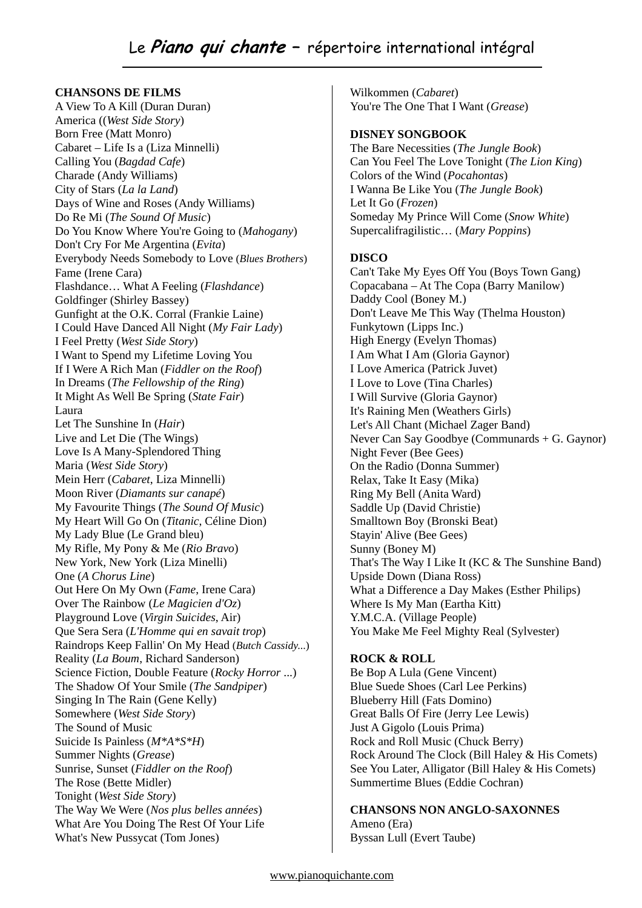# Le ***Piano qui chante*** – répertoire international intégral

**CHANSONS DE FILMS**

A View To A Kill (Duran Duran)
America ((*West Side Story*)
Born Free (Matt Monro)
Cabaret – Life Is a (Liza Minnelli)
Calling You (*Bagdad Cafe*)
Charade (Andy Williams)
City of Stars (*La la Land*)
Days of Wine and Roses (Andy Williams)
Do Re Mi (*The Sound Of Music*)
Do You Know Where You're Going to (*Mahogany*)
Don't Cry For Me Argentina (*Evita*)
Everybody Needs Somebody to Love (*Blues Brothers*)
Fame (Irene Cara)
Flashdance… What A Feeling (*Flashdance*)
Goldfinger (Shirley Bassey)
Gunfight at the O.K. Corral (Frankie Laine)
I Could Have Danced All Night (*My Fair Lady*)
I Feel Pretty (*West Side Story*)
I Want to Spend my Lifetime Loving You
If I Were A Rich Man (*Fiddler on the Roof*)
In Dreams (*The Fellowship of the Ring*)
It Might As Well Be Spring (*State Fair*)
Laura
Let The Sunshine In (*Hair*)
Live and Let Die (The Wings)
Love Is A Many-Splendored Thing
Maria (*West Side Story*)
Mein Herr (*Cabaret*, Liza Minnelli)
Moon River (*Diamants sur canapé*)
My Favourite Things (*The Sound Of Music*)
My Heart Will Go On (*Titanic*, Céline Dion)
My Lady Blue (Le Grand bleu)
My Rifle, My Pony & Me (*Rio Bravo*)
New York, New York (Liza Minelli)
One (*A Chorus Line*)
Out Here On My Own (*Fame*, Irene Cara)
Over The Rainbow (*Le Magicien d'Oz*)
Playground Love (*Virgin Suicides*, Air)
Que Sera Sera (*L'Homme qui en savait trop*)
Raindrops Keep Fallin' On My Head (*Butch Cassidy...*)
Reality (*La Boum*, Richard Sanderson)
Science Fiction, Double Feature (*Rocky Horror* ...)
The Shadow Of Your Smile (*The Sandpiper*)
Singing In The Rain (Gene Kelly)
Somewhere (*West Side Story*)
The Sound of Music
Suicide Is Painless (*M*A*S*H*)
Summer Nights (*Grease*)
Sunrise, Sunset (*Fiddler on the Roof*)
The Rose (Bette Midler)
Tonight (*West Side Story*)
The Way We Were (*Nos plus belles années*)
What Are You Doing The Rest Of Your Life
What's New Pussycat (Tom Jones)
Wilkommen (*Cabaret*)
You're The One That I Want (*Grease*)

**DISNEY SONGBOOK**

The Bare Necessities (*The Jungle Book*)
Can You Feel The Love Tonight (*The Lion King*)
Colors of the Wind (*Pocahontas*)
I Wanna Be Like You (*The Jungle Book*)
Let It Go (*Frozen*)
Someday My Prince Will Come (*Snow White*)
Supercalifragilistic… (*Mary Poppins*)

**DISCO**

Can't Take My Eyes Off You (Boys Town Gang)
Copacabana – At The Copa (Barry Manilow)
Daddy Cool (Boney M.)
Don't Leave Me This Way (Thelma Houston)
Funkytown (Lipps Inc.)
High Energy (Evelyn Thomas)
I Am What I Am (Gloria Gaynor)
I Love America (Patrick Juvet)
I Love to Love (Tina Charles)
I Will Survive (Gloria Gaynor)
It's Raining Men (Weathers Girls)
Let's All Chant (Michael Zager Band)
Never Can Say Goodbye (Communards + G. Gaynor)
Night Fever (Bee Gees)
On the Radio (Donna Summer)
Relax, Take It Easy (Mika)
Ring My Bell (Anita Ward)
Saddle Up (David Christie)
Smalltown Boy (Bronski Beat)
Stayin' Alive (Bee Gees)
Sunny (Boney M)
That's The Way I Like It (KC & The Sunshine Band)
Upside Down (Diana Ross)
What a Difference a Day Makes (Esther Philips)
Where Is My Man (Eartha Kitt)
Y.M.C.A. (Village People)
You Make Me Feel Mighty Real (Sylvester)

**ROCK & ROLL**

Be Bop A Lula (Gene Vincent)
Blue Suede Shoes (Carl Lee Perkins)
Blueberry Hill (Fats Domino)
Great Balls Of Fire (Jerry Lee Lewis)
Just A Gigolo (Louis Prima)
Rock and Roll Music (Chuck Berry)
Rock Around The Clock (Bill Haley & His Comets)
See You Later, Alligator (Bill Haley & His Comets)
Summertime Blues (Eddie Cochran)

**CHANSONS NON ANGLO-SAXONNES**

Ameno (Era)
Byssan Lull (Evert Taube)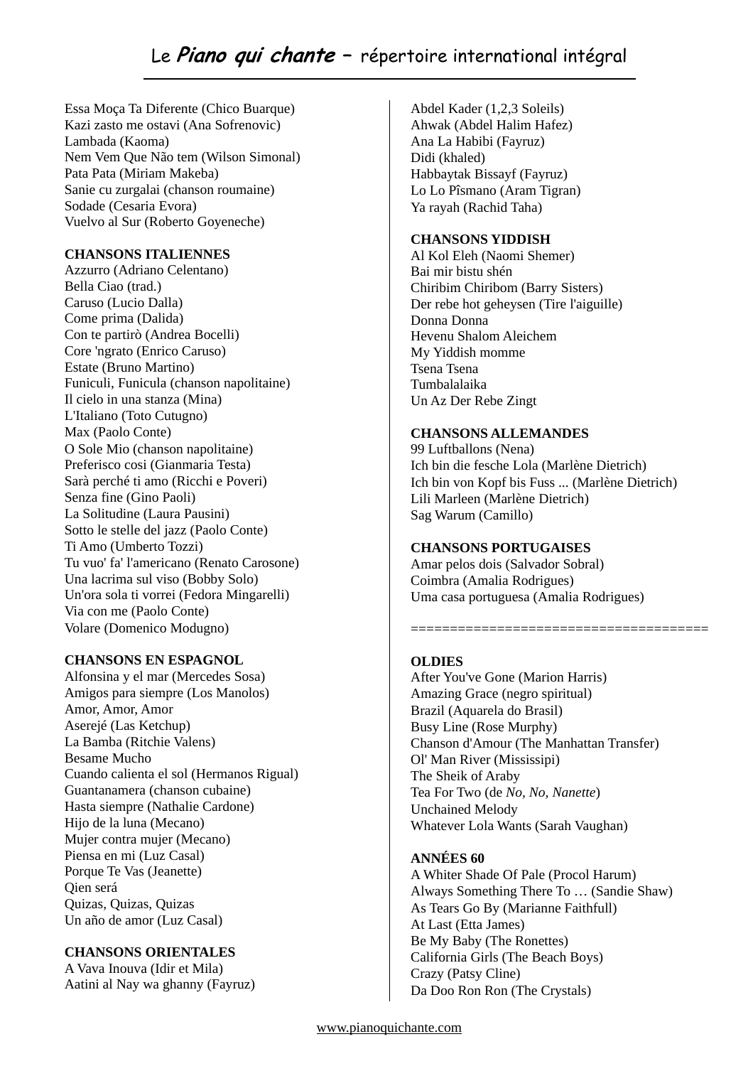Essa Moça Ta Diferente (Chico Buarque)
Kazi zasto me ostavi (Ana Sofrenovic)
Lambada (Kaoma)
Nem Vem Que Não tem (Wilson Simonal)
Pata Pata (Miriam Makeba)
Sanie cu zurgalai (chanson roumaine)
Sodade (Cesaria Evora)
Vuelvo al Sur (Roberto Goyeneche)

**CHANSONS ITALIENNES**
Azzurro (Adriano Celentano)
Bella Ciao (trad.)
Caruso (Lucio Dalla)
Come prima (Dalida)
Con te partirò (Andrea Bocelli)
Core 'ngrato (Enrico Caruso)
Estate (Bruno Martino)
Funiculi, Funicula (chanson napolitaine)
Il cielo in una stanza (Mina)
L'Italiano (Toto Cutugno)
Max (Paolo Conte)
O Sole Mio (chanson napolitaine)
Preferisco cosi (Gianmaria Testa)
Sarà perché ti amo (Ricchi e Poveri)
Senza fine (Gino Paoli)
La Solitudine (Laura Pausini)
Sotto le stelle del jazz (Paolo Conte)
Ti Amo (Umberto Tozzi)
Tu vuo' fa' l'americano (Renato Carosone)
Una lacrima sul viso (Bobby Solo)
Un'ora sola ti vorrei (Fedora Mingarelli)
Via con me (Paolo Conte)
Volare (Domenico Modugno)

**CHANSONS EN ESPAGNOL**
Alfonsina y el mar (Mercedes Sosa)
Amigos para siempre (Los Manolos)
Amor, Amor, Amor
Aserejé (Las Ketchup)
La Bamba (Ritchie Valens)
Besame Mucho
Cuando calienta el sol (Hermanos Rigual)
Guantanamera (chanson cubaine)
Hasta siempre (Nathalie Cardone)
Hijo de la luna (Mecano)
Mujer contra mujer (Mecano)
Piensa en mi (Luz Casal)
Porque Te Vas (Jeanette)
Qien será
Quizas, Quizas, Quizas
Un año de amor (Luz Casal)

**CHANSONS ORIENTALES**
A Vava Inouva (Idir et Mila)
Aatini al Nay wa ghanny (Fayruz)
Abdel Kader (1,2,3 Soleils)
Ahwak (Abdel Halim Hafez)
Ana La Habibi (Fayruz)
Didi (khaled)
Habbaytak Bissayf (Fayruz)
Lo Lo Pîsmano (Aram Tigran)
Ya rayah (Rachid Taha)

**CHANSONS YIDDISH**
Al Kol Eleh (Naomi Shemer)
Bai mir bistu shén
Chiribim Chiribom (Barry Sisters)
Der rebe hot geheysen (Tire l'aiguille)
Donna Donna
Hevenu Shalom Aleichem
My Yiddish momme
Tsena Tsena
Tumbalalaika
Un Az Der Rebe Zingt

**CHANSONS ALLEMANDES**
99 Luftballons (Nena)
Ich bin die fesche Lola (Marlène Dietrich)
Ich bin von Kopf bis Fuss ... (Marlène Dietrich)
Lili Marleen (Marlène Dietrich)
Sag Warum (Camillo)

**CHANSONS PORTUGAISES**
Amar pelos dois (Salvador Sobral)
Coimbra (Amalia Rodrigues)
Uma casa portuguesa (Amalia Rodrigues)

====================================

**OLDIES**
After You've Gone (Marion Harris)
Amazing Grace (negro spiritual)
Brazil (Aquarela do Brasil)
Busy Line (Rose Murphy)
Chanson d'Amour (The Manhattan Transfer)
Ol' Man River (Mississipi)
The Sheik of Araby
Tea For Two (de *No, No, Nanette*)
Unchained Melody
Whatever Lola Wants (Sarah Vaughan)

**ANNÉES 60**
A Whiter Shade Of Pale (Procol Harum)
Always Something There To … (Sandie Shaw)
As Tears Go By (Marianne Faithfull)
At Last (Etta James)
Be My Baby (The Ronettes)
California Girls (The Beach Boys)
Crazy (Patsy Cline)
Da Doo Ron Ron (The Crystals)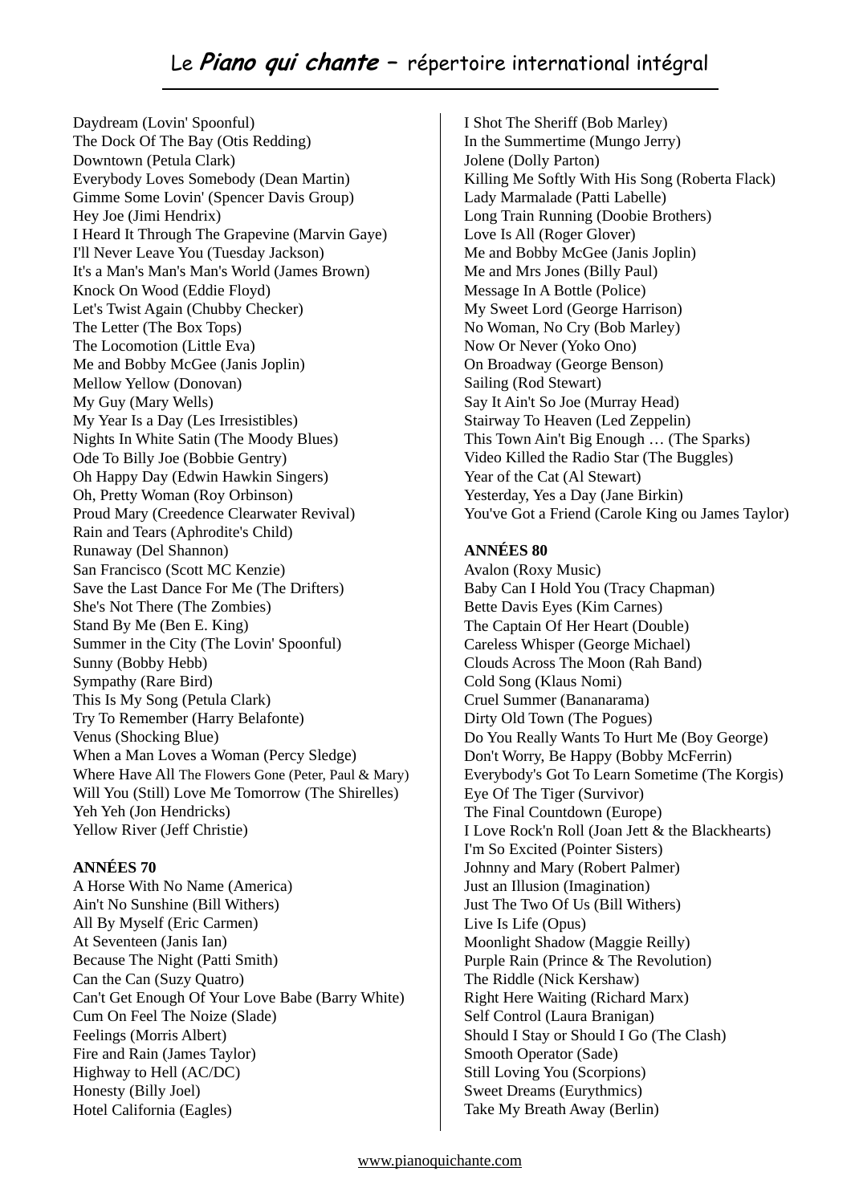Daydream (Lovin' Spoonful)
The Dock Of The Bay (Otis Redding)
Downtown (Petula Clark)
Everybody Loves Somebody (Dean Martin)
Gimme Some Lovin' (Spencer Davis Group)
Hey Joe (Jimi Hendrix)
I Heard It Through The Grapevine (Marvin Gaye)
I'll Never Leave You (Tuesday Jackson)
It's a Man's Man's Man's World (James Brown)
Knock On Wood (Eddie Floyd)
Let's Twist Again (Chubby Checker)
The Letter (The Box Tops)
The Locomotion (Little Eva)
Me and Bobby McGee (Janis Joplin)
Mellow Yellow (Donovan)
My Guy (Mary Wells)
My Year Is a Day (Les Irresistibles)
Nights In White Satin (The Moody Blues)
Ode To Billy Joe (Bobbie Gentry)
Oh Happy Day (Edwin Hawkin Singers)
Oh, Pretty Woman (Roy Orbinson)
Proud Mary (Creedence Clearwater Revival)
Rain and Tears (Aphrodite's Child)
Runaway (Del Shannon)
San Francisco (Scott MC Kenzie)
Save the Last Dance For Me (The Drifters)
She's Not There (The Zombies)
Stand By Me (Ben E. King)
Summer in the City (The Lovin' Spoonful)
Sunny (Bobby Hebb)
Sympathy (Rare Bird)
This Is My Song (Petula Clark)
Try To Remember (Harry Belafonte)
Venus (Shocking Blue)
When a Man Loves a Woman (Percy Sledge)
Where Have All The Flowers Gone (Peter, Paul & Mary)
Will You (Still) Love Me Tomorrow (The Shirelles)
Yeh Yeh (Jon Hendricks)
Yellow River (Jeff Christie)

**ANNÉES 70**

A Horse With No Name (America)
Ain't No Sunshine (Bill Withers)
All By Myself (Eric Carmen)
At Seventeen (Janis Ian)
Because The Night (Patti Smith)
Can the Can (Suzy Quatro)
Can't Get Enough Of Your Love Babe (Barry White)
Cum On Feel The Noize (Slade)
Feelings (Morris Albert)
Fire and Rain (James Taylor)
Highway to Hell (AC/DC)
Honesty (Billy Joel)
Hotel California (Eagles)
I Shot The Sheriff (Bob Marley)
In the Summertime (Mungo Jerry)
Jolene (Dolly Parton)
Killing Me Softly With His Song (Roberta Flack)
Lady Marmalade (Patti Labelle)
Long Train Running (Doobie Brothers)
Love Is All (Roger Glover)
Me and Bobby McGee (Janis Joplin)
Me and Mrs Jones (Billy Paul)
Message In A Bottle (Police)
My Sweet Lord (George Harrison)
No Woman, No Cry (Bob Marley)
Now Or Never (Yoko Ono)
On Broadway (George Benson)
Sailing (Rod Stewart)
Say It Ain't So Joe (Murray Head)
Stairway To Heaven (Led Zeppelin)
This Town Ain't Big Enough … (The Sparks)
Video Killed the Radio Star (The Buggles)
Year of the Cat (Al Stewart)
Yesterday, Yes a Day (Jane Birkin)
You've Got a Friend (Carole King ou James Taylor)

**ANNÉES 80**

Avalon (Roxy Music)
Baby Can I Hold You (Tracy Chapman)
Bette Davis Eyes (Kim Carnes)
The Captain Of Her Heart (Double)
Careless Whisper (George Michael)
Clouds Across The Moon (Rah Band)
Cold Song (Klaus Nomi)
Cruel Summer (Bananarama)
Dirty Old Town (The Pogues)
Do You Really Wants To Hurt Me (Boy George)
Don't Worry, Be Happy (Bobby McFerrin)
Everybody's Got To Learn Sometime (The Korgis)
Eye Of The Tiger (Survivor)
The Final Countdown (Europe)
I Love Rock'n Roll (Joan Jett & the Blackhearts)
I'm So Excited (Pointer Sisters)
Johnny and Mary (Robert Palmer)
Just an Illusion (Imagination)
Just The Two Of Us (Bill Withers)
Live Is Life (Opus)
Moonlight Shadow (Maggie Reilly)
Purple Rain (Prince & The Revolution)
The Riddle (Nick Kershaw)
Right Here Waiting (Richard Marx)
Self Control (Laura Branigan)
Should I Stay or Should I Go (The Clash)
Smooth Operator (Sade)
Still Loving You (Scorpions)
Sweet Dreams (Eurythmics)
Take My Breath Away (Berlin)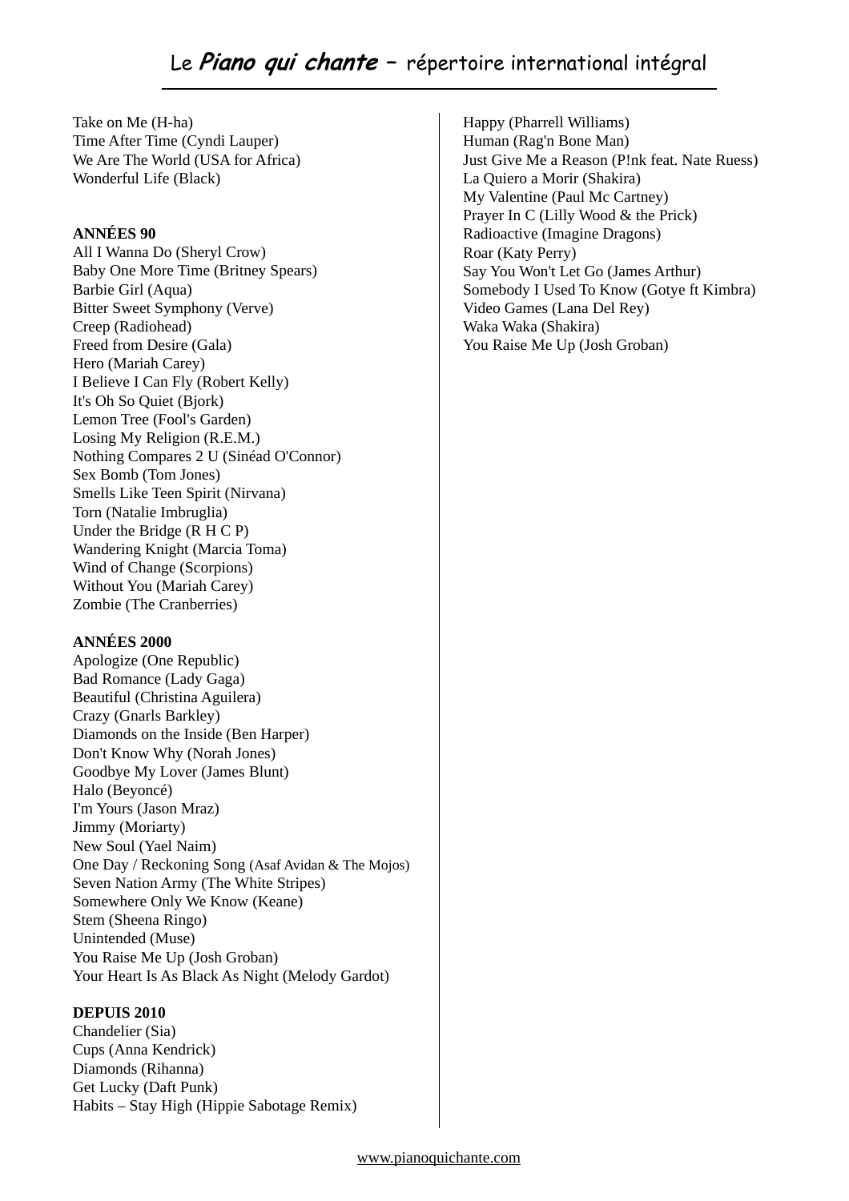# Le *Piano qui chante* – répertoire international intégral

Take on Me (H-ha)
Time After Time (Cyndi Lauper)
We Are The World (USA for Africa)
Wonderful Life (Black)

**ANNÉES 90**

All I Wanna Do (Sheryl Crow)
Baby One More Time (Britney Spears)
Barbie Girl (Aqua)
Bitter Sweet Symphony (Verve)
Creep (Radiohead)
Freed from Desire (Gala)
Hero (Mariah Carey)
I Believe I Can Fly (Robert Kelly)
It's Oh So Quiet (Bjork)
Lemon Tree (Fool's Garden)
Losing My Religion (R.E.M.)
Nothing Compares 2 U (Sinéad O'Connor)
Sex Bomb (Tom Jones)
Smells Like Teen Spirit (Nirvana)
Torn (Natalie Imbruglia)
Under the Bridge (R H C P)
Wandering Knight (Marcia Toma)
Wind of Change (Scorpions)
Without You (Mariah Carey)
Zombie (The Cranberries)

**ANNÉES 2000**

Apologize (One Republic)
Bad Romance (Lady Gaga)
Beautiful (Christina Aguilera)
Crazy (Gnarls Barkley)
Diamonds on the Inside (Ben Harper)
Don't Know Why (Norah Jones)
Goodbye My Lover (James Blunt)
Halo (Beyoncé)
I'm Yours (Jason Mraz)
Jimmy (Moriarty)
New Soul (Yael Naim)
One Day / Reckoning Song (Asaf Avidan & The Mojos)
Seven Nation Army (The White Stripes)
Somewhere Only We Know (Keane)
Stem (Sheena Ringo)
Unintended (Muse)
You Raise Me Up (Josh Groban)
Your Heart Is As Black As Night (Melody Gardot)

**DEPUIS 2010**

Chandelier (Sia)
Cups (Anna Kendrick)
Diamonds (Rihanna)
Get Lucky (Daft Punk)
Habits – Stay High (Hippie Sabotage Remix)
Happy (Pharrell Williams)
Human (Rag'n Bone Man)
Just Give Me a Reason (P!nk feat. Nate Ruess)
La Quiero a Morir (Shakira)
My Valentine (Paul Mc Cartney)
Prayer In C (Lilly Wood & the Prick)
Radioactive (Imagine Dragons)
Roar (Katy Perry)
Say You Won't Let Go (James Arthur)
Somebody I Used To Know (Gotye ft Kimbra)
Video Games (Lana Del Rey)
Waka Waka (Shakira)
You Raise Me Up (Josh Groban)

www.pianoquichante.com